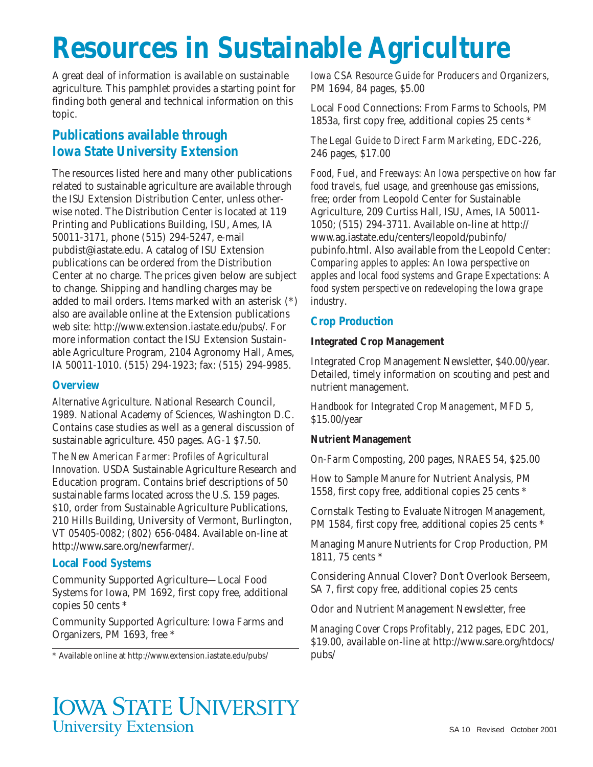# Resources in Sustainable Agriculture

A great deal of information is available on sustainable agriculture. This pamphlet provides a starting point for finding both general and technical information on this topic.

## Publications available through Iowa State University Extension

The resources listed here and many other publications related to sustainable agriculture are available through the ISU Extension Distribution Center, unless otherwise noted. The Distribution Center is located at 119 Printing and Publications Building, ISU, Ames, IA 50011-3171, phone (515) 294-5247, e-mail pubdist@iastate.edu. A catalog of ISU Extension publications can be ordered from the Distribution Center at no charge. The prices given below are subject to change. Shipping and handling charges may be added to mail orders. Items marked with an asterisk (*) also are available online at the Extension publications web site: http://www.extension.iastate.edu/pubs/. For more information contact the ISU Extension Sustainable Agriculture Program, 2104 Agronomy Hall, Ames, IA 50011-1010. (515) 294-1923; fax: (515) 294-9985.

### Overview

*Alternative Agriculture*. National Research Council, 1989. National Academy of Sciences, Washington D.C. Contains case studies as well as a general discussion of sustainable agriculture. 450 pages. AG-1 $7.50.

*The New American Farmer: Profiles of Agricultural Innovation.* USDA Sustainable Agriculture Research and Education program. Contains brief descriptions of 50 sustainable farms located across the U.S. 159 pages. $10, order from Sustainable Agriculture Publications, 210 Hills Building, University of Vermont, Burlington, VT 05405-0082; (802) 656-0484. Available on-line at http://www.sare.org/newfarmer/.

### Local Food Systems

Community Supported Agriculture—Local Food Systems for Iowa, PM 1692, first copy free, additional copies 50 cents *

Community Supported Agriculture: Iowa Farms and Organizers, PM 1693, free *

*Iowa CSA Resource Guide for Producers and Organizers*, PM 1694, 84 pages, $5.00

Local Food Connections: From Farms to Schools, PM 1853a, first copy free, additional copies 25 cents *

*The Legal Guide to Direct Farm Marketing*, EDC-226, 246 pages, $17.00

*Food, Fuel, and Freeways: An Iowa perspective on how far food travels, fuel usage, and greenhouse gas emissions*, free; order from Leopold Center for Sustainable Agriculture, 209 Curtiss Hall, ISU, Ames, IA 50011-1050; (515) 294-3711. Available on-line at http://www.ag.iastate.edu/centers/leopold/pubinfo/pubinfo.html. Also available from the Leopold Center: *Comparing apples to apples: An Iowa perspective on apples and local food systems* and *Grape Expectations: A food system perspective on redeveloping the Iowa grape industry*.

### Crop Production

**Integrated Crop Management**

Integrated Crop Management Newsletter, $40.00/year. Detailed, timely information on scouting and pest and nutrient management.

*Handbook for Integrated Crop Management*, MFD 5, $15.00/year

**Nutrient Management**

*On-Farm Composting*, 200 pages, NRAES 54, $25.00

How to Sample Manure for Nutrient Analysis, PM 1558, first copy free, additional copies 25 cents *

Cornstalk Testing to Evaluate Nitrogen Management, PM 1584, first copy free, additional copies 25 cents *

Managing Manure Nutrients for Crop Production, PM 1811, 75 cents *

Considering Annual Clover? Don't Overlook Berseem, SA 7, first copy free, additional copies 25 cents

Odor and Nutrient Management Newsletter, free

*Managing Cover Crops Profitably*, 212 pages, EDC 201, $19.00, available on-line at http://www.sare.org/htdocs/pubs/

\* Available online at http://www.extension.iastate.edu/pubs/

Iowa State University
University Extension

SA 10 Revised October 2001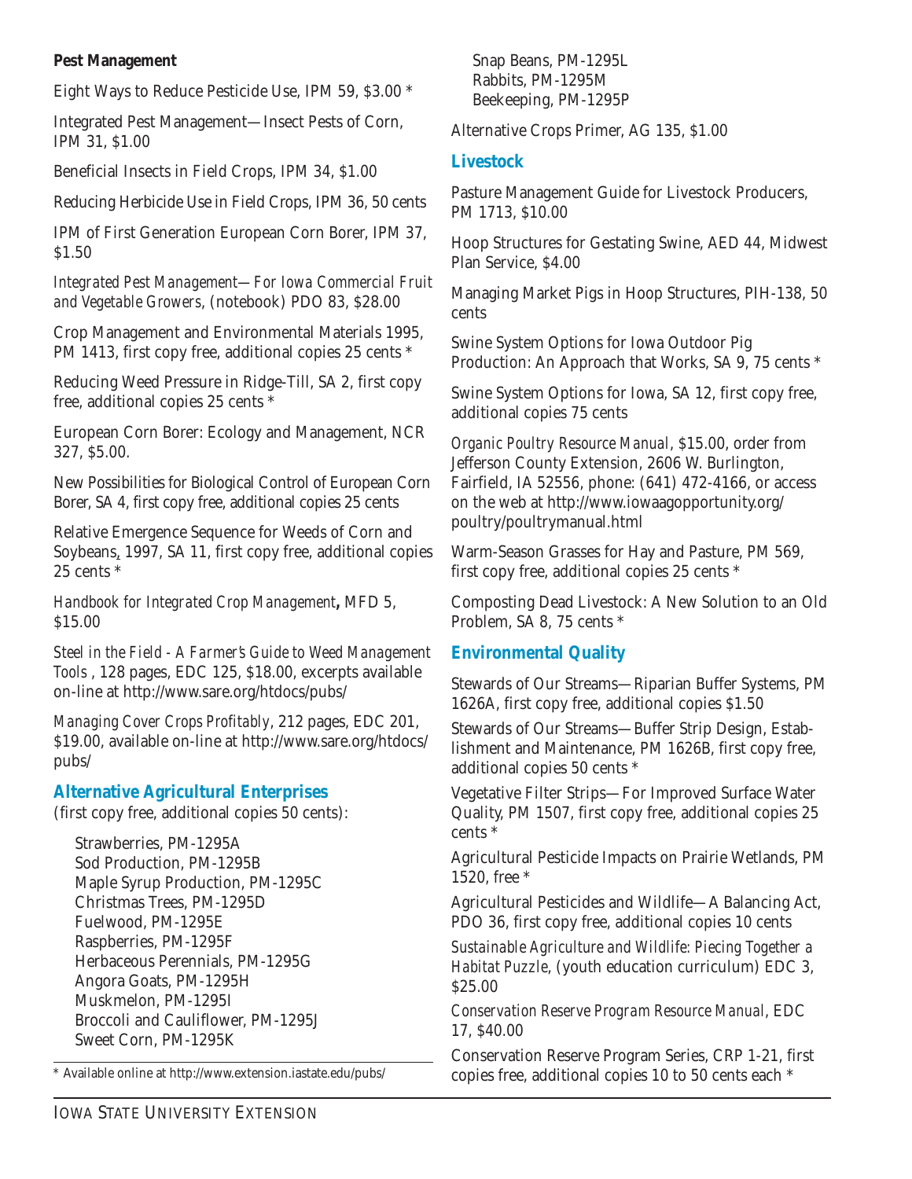**Pest Management**

Eight Ways to Reduce Pesticide Use, IPM 59, $3.00 *

Integrated Pest Management—Insect Pests of Corn, IPM 31, $1.00

Beneficial Insects in Field Crops, IPM 34, $1.00

Reducing Herbicide Use in Field Crops, IPM 36, 50 cents

IPM of First Generation European Corn Borer, IPM 37, $1.50

*Integrated Pest Management—For Iowa Commercial Fruit and Vegetable Growers*, (notebook) PDO 83, $28.00

Crop Management and Environmental Materials 1995, PM 1413, first copy free, additional copies 25 cents *

Reducing Weed Pressure in Ridge-Till, SA 2, first copy free, additional copies 25 cents *

European Corn Borer: Ecology and Management, NCR 327, $5.00.

New Possibilities for Biological Control of European Corn Borer, SA 4, first copy free, additional copies 25 cents

Relative Emergence Sequence for Weeds of Corn and Soybeans, 1997, SA 11, first copy free, additional copies 25 cents *

*Handbook for Integrated Crop Management*, MFD 5, $15.00

*Steel in the Field - A Farmer's Guide to Weed Management Tools* , 128 pages, EDC 125, $18.00, excerpts available on-line at http://www.sare.org/htdocs/pubs/

*Managing Cover Crops Profitably*, 212 pages, EDC 201, $19.00, available on-line at http://www.sare.org/htdocs/pubs/

## Alternative Agricultural Enterprises

(first copy free, additional copies 50 cents):

- Strawberries, PM-1295A
- Sod Production, PM-1295B
- Maple Syrup Production, PM-1295C
- Christmas Trees, PM-1295D
- Fuelwood, PM-1295E
- Raspberries, PM-1295F
- Herbaceous Perennials, PM-1295G
- Angora Goats, PM-1295H
- Muskmelon, PM-1295I
- Broccoli and Cauliflower, PM-1295J
- Sweet Corn, PM-1295K
- Snap Beans, PM-1295L
- Rabbits, PM-1295M
- Beekeeping, PM-1295P

Alternative Crops Primer, AG 135, $1.00

## Livestock

Pasture Management Guide for Livestock Producers, PM 1713, $10.00

Hoop Structures for Gestating Swine, AED 44, Midwest Plan Service, $4.00

Managing Market Pigs in Hoop Structures, PIH-138, 50 cents

Swine System Options for Iowa Outdoor Pig Production: An Approach that Works, SA 9, 75 cents *

Swine System Options for Iowa, SA 12, first copy free, additional copies 75 cents

*Organic Poultry Resource Manual*, $15.00, order from Jefferson County Extension, 2606 W. Burlington, Fairfield, IA 52556, phone: (641) 472-4166, or access on the web at http://www.iowaagopportunity.org/poultry/poultrymanual.html

Warm-Season Grasses for Hay and Pasture, PM 569, first copy free, additional copies 25 cents *

Composting Dead Livestock: A New Solution to an Old Problem, SA 8, 75 cents *

## Environmental Quality

Stewards of Our Streams—Riparian Buffer Systems, PM 1626A, first copy free, additional copies $1.50

Stewards of Our Streams—Buffer Strip Design, Establishment and Maintenance, PM 1626B, first copy free, additional copies 50 cents *

Vegetative Filter Strips—For Improved Surface Water Quality, PM 1507, first copy free, additional copies 25 cents *

Agricultural Pesticide Impacts on Prairie Wetlands, PM 1520, free *

Agricultural Pesticides and Wildlife—A Balancing Act, PDO 36, first copy free, additional copies 10 cents

*Sustainable Agriculture and Wildlife: Piecing Together a Habitat Puzzle*, (youth education curriculum) EDC 3, $25.00

*Conservation Reserve Program Resource Manual*, EDC 17, $40.00

Conservation Reserve Program Series, CRP 1-21, first copies free, additional copies 10 to 50 cents each *

\* Available online at http://www.extension.iastate.edu/pubs/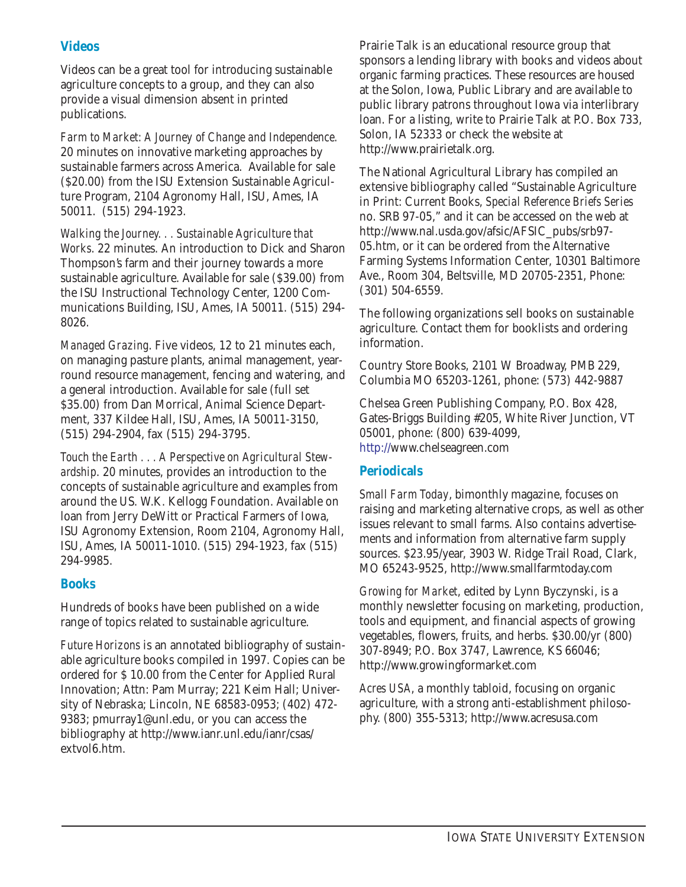## Videos

Videos can be a great tool for introducing sustainable agriculture concepts to a group, and they can also provide a visual dimension absent in printed publications.

*Farm to Market: A Journey of Change and Independence*. 20 minutes on innovative marketing approaches by sustainable farmers across America. Available for sale ($20.00) from the ISU Extension Sustainable Agriculture Program, 2104 Agronomy Hall, ISU, Ames, IA 50011. (515) 294-1923.

*Walking the Journey. . . Sustainable Agriculture that Works*. 22 minutes. An introduction to Dick and Sharon Thompson's farm and their journey towards a more sustainable agriculture. Available for sale ($39.00) from the ISU Instructional Technology Center, 1200 Communications Building, ISU, Ames, IA 50011. (515) 294-8026.

*Managed Grazing*. Five videos, 12 to 21 minutes each, on managing pasture plants, animal management, year-round resource management, fencing and watering, and a general introduction. Available for sale (full set $35.00) from Dan Morrical, Animal Science Department, 337 Kildee Hall, ISU, Ames, IA 50011-3150, (515) 294-2904, fax (515) 294-3795.

*Touch the Earth . . . A Perspective on Agricultural Stewardship*. 20 minutes, provides an introduction to the concepts of sustainable agriculture and examples from around the US. W.K. Kellogg Foundation. Available on loan from Jerry DeWitt or Practical Farmers of Iowa, ISU Agronomy Extension, Room 2104, Agronomy Hall, ISU, Ames, IA 50011-1010. (515) 294-1923, fax (515) 294-9985.

## Books

Hundreds of books have been published on a wide range of topics related to sustainable agriculture.

*Future Horizons* is an annotated bibliography of sustainable agriculture books compiled in 1997. Copies can be ordered for $ 10.00 from the Center for Applied Rural Innovation; Attn: Pam Murray; 221 Keim Hall; University of Nebraska; Lincoln, NE 68583-0953; (402) 472-9383; pmurray1@unl.edu, or you can access the bibliography at http://www.ianr.unl.edu/ianr/csas/extvol6.htm.

Prairie Talk is an educational resource group that sponsors a lending library with books and videos about organic farming practices. These resources are housed at the Solon, Iowa, Public Library and are available to public library patrons throughout Iowa via interlibrary loan. For a listing, write to Prairie Talk at P.O. Box 733, Solon, IA 52333 or check the website at http://www.prairietalk.org.

The National Agricultural Library has compiled an extensive bibliography called "Sustainable Agriculture in Print: Current Books, *Special Reference Briefs Series* no. SRB 97-05," and it can be accessed on the web at http://www.nal.usda.gov/afsic/AFSIC_pubs/srb97-05.htm, or it can be ordered from the Alternative Farming Systems Information Center, 10301 Baltimore Ave., Room 304, Beltsville, MD 20705-2351, Phone: (301) 504-6559.

The following organizations sell books on sustainable agriculture. Contact them for booklists and ordering information.

Country Store Books, 2101 W Broadway, PMB 229, Columbia MO 65203-1261, phone: (573) 442-9887

Chelsea Green Publishing Company, P.O. Box 428, Gates-Briggs Building #205, White River Junction, VT 05001, phone: (800) 639-4099, http://www.chelseagreen.com

## Periodicals

*Small Farm Today*, bimonthly magazine, focuses on raising and marketing alternative crops, as well as other issues relevant to small farms. Also contains advertisements and information from alternative farm supply sources. $23.95/year, 3903 W. Ridge Trail Road, Clark, MO 65243-9525, http://www.smallfarmtoday.com

*Growing for Market*, edited by Lynn Byczynski, is a monthly newsletter focusing on marketing, production, tools and equipment, and financial aspects of growing vegetables, flowers, fruits, and herbs. $30.00/yr (800) 307-8949; P.O. Box 3747, Lawrence, KS 66046; http://www.growingformarket.com

*Acres USA*, a monthly tabloid, focusing on organic agriculture, with a strong anti-establishment philosophy. (800) 355-5313; http://www.acresusa.com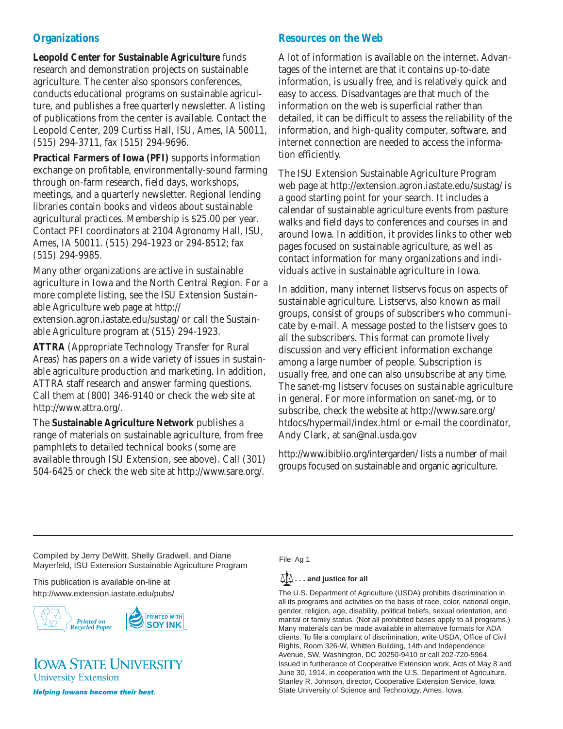## Organizations

**Leopold Center for Sustainable Agriculture** funds research and demonstration projects on sustainable agriculture. The center also sponsors conferences, conducts educational programs on sustainable agriculture, and publishes a free quarterly newsletter. A listing of publications from the center is available. Contact the Leopold Center, 209 Curtiss Hall, ISU, Ames, IA 50011, (515) 294-3711, fax (515) 294-9696.

**Practical Farmers of Iowa (PFI)** supports information exchange on profitable, environmentally-sound farming through on-farm research, field days, workshops, meetings, and a quarterly newsletter. Regional lending libraries contain books and videos about sustainable agricultural practices. Membership is $25.00 per year. Contact PFI coordinators at 2104 Agronomy Hall, ISU, Ames, IA 50011. (515) 294-1923 or 294-8512; fax (515) 294-9985.

Many other organizations are active in sustainable agriculture in Iowa and the North Central Region. For a more complete listing, see the ISU Extension Sustainable Agriculture web page at http://extension.agron.iastate.edu/sustag/ or call the Sustainable Agriculture program at (515) 294-1923.

**ATTRA** (Appropriate Technology Transfer for Rural Areas) has papers on a wide variety of issues in sustainable agriculture production and marketing. In addition, ATTRA staff research and answer farming questions. Call them at (800) 346-9140 or check the web site at http://www.attra.org/.

The **Sustainable Agriculture Network** publishes a range of materials on sustainable agriculture, from free pamphlets to detailed technical books (some are available through ISU Extension, see above). Call (301) 504-6425 or check the web site at http://www.sare.org/.

## Resources on the Web

A lot of information is available on the internet. Advantages of the internet are that it contains up-to-date information, is usually free, and is relatively quick and easy to access. Disadvantages are that much of the information on the web is superficial rather than detailed, it can be difficult to assess the reliability of the information, and high-quality computer, software, and internet connection are needed to access the information efficiently.

The ISU Extension Sustainable Agriculture Program web page at http://extension.agron.iastate.edu/sustag/ is a good starting point for your search. It includes a calendar of sustainable agriculture events from pasture walks and field days to conferences and courses in and around Iowa. In addition, it provides links to other web pages focused on sustainable agriculture, as well as contact information for many organizations and individuals active in sustainable agriculture in Iowa.

In addition, many internet listservs focus on aspects of sustainable agriculture. Listservs, also known as mail groups, consist of groups of subscribers who communicate by e-mail. A message posted to the listserv goes to all the subscribers. This format can promote lively discussion and very efficient information exchange among a large number of people. Subscription is usually free, and one can also unsubscribe at any time. The sanet-mg listserv focuses on sustainable agriculture in general. For more information on sanet-mg, or to subscribe, check the website at http://www.sare.org/htdocs/hypermail/index.html or e-mail the coordinator, Andy Clark, at san@nal.usda.gov

http://www.ibiblio.org/intergarden/ lists a number of mail groups focused on sustainable and organic agriculture.

---

Compiled by Jerry DeWitt, Shelly Gradwell, and Diane Mayerfeld, ISU Extension Sustainable Agriculture Program

This publication is available on-line at http://www.extension.iastate.edu/pubs/

*Printed on Recycled Paper*

PRINTED WITH SOY INK

IOWA STATE UNIVERSITY
University Extension

*Helping Iowans become their best.*

File: Ag 1

**. . . and justice for all**

The U.S. Department of Agriculture (USDA) prohibits discrimination in all its programs and activities on the basis of race, color, national origin, gender, religion, age, disability, political beliefs, sexual orientation, and marital or family status. (Not all prohibited bases apply to all programs.) Many materials can be made available in alternative formats for ADA clients. To file a complaint of discrimination, write USDA, Office of Civil Rights, Room 326-W, Whitten Building, 14th and Independence Avenue, SW, Washington, DC 20250-9410 or call 202-720-5964.
Issued in furtherance of Cooperative Extension work, Acts of May 8 and June 30, 1914, in cooperation with the U.S. Department of Agriculture. Stanley R. Johnson, director, Cooperative Extension Service, Iowa State University of Science and Technology, Ames, Iowa.